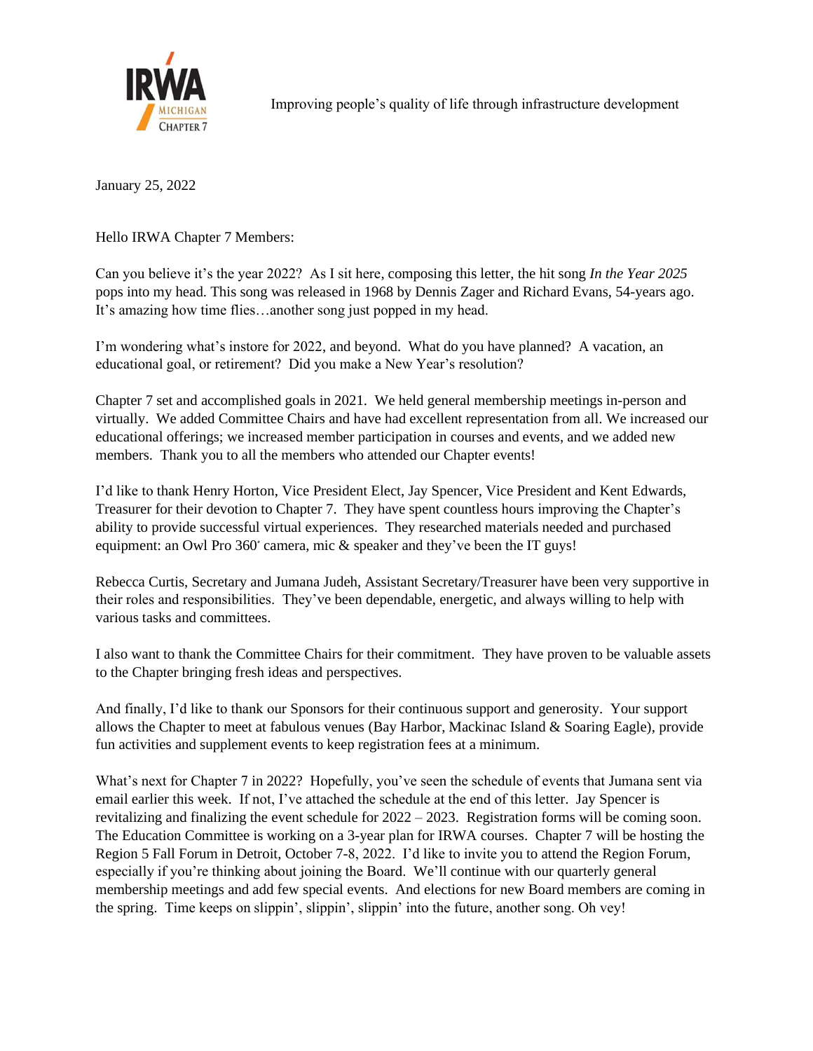IRWA MICHIGAN CHAPTER 7

Improving people's quality of life through infrastructure development

January 25, 2022

Hello IRWA Chapter 7 Members:

Can you believe it's the year 2022? As I sit here, composing this letter, the hit song *In the Year 2025* pops into my head. This song was released in 1968 by Dennis Zager and Richard Evans, 54-years ago. It's amazing how time flies…another song just popped in my head.

I'm wondering what's instore for 2022, and beyond. What do you have planned? A vacation, an educational goal, or retirement? Did you make a New Year's resolution?

Chapter 7 set and accomplished goals in 2021. We held general membership meetings in-person and virtually. We added Committee Chairs and have had excellent representation from all. We increased our educational offerings; we increased member participation in courses and events, and we added new members. Thank you to all the members who attended our Chapter events!

I'd like to thank Henry Horton, Vice President Elect, Jay Spencer, Vice President and Kent Edwards, Treasurer for their devotion to Chapter 7. They have spent countless hours improving the Chapter's ability to provide successful virtual experiences. They researched materials needed and purchased equipment: an Owl Pro 360˚ camera, mic & speaker and they've been the IT guys!

Rebecca Curtis, Secretary and Jumana Judeh, Assistant Secretary/Treasurer have been very supportive in their roles and responsibilities. They've been dependable, energetic, and always willing to help with various tasks and committees.

I also want to thank the Committee Chairs for their commitment. They have proven to be valuable assets to the Chapter bringing fresh ideas and perspectives.

And finally, I'd like to thank our Sponsors for their continuous support and generosity. Your support allows the Chapter to meet at fabulous venues (Bay Harbor, Mackinac Island & Soaring Eagle), provide fun activities and supplement events to keep registration fees at a minimum.

What's next for Chapter 7 in 2022? Hopefully, you've seen the schedule of events that Jumana sent via email earlier this week. If not, I've attached the schedule at the end of this letter. Jay Spencer is revitalizing and finalizing the event schedule for 2022 – 2023. Registration forms will be coming soon. The Education Committee is working on a 3-year plan for IRWA courses. Chapter 7 will be hosting the Region 5 Fall Forum in Detroit, October 7-8, 2022. I'd like to invite you to attend the Region Forum, especially if you're thinking about joining the Board. We'll continue with our quarterly general membership meetings and add few special events. And elections for new Board members are coming in the spring. Time keeps on slippin', slippin', slippin' into the future, another song. Oh vey!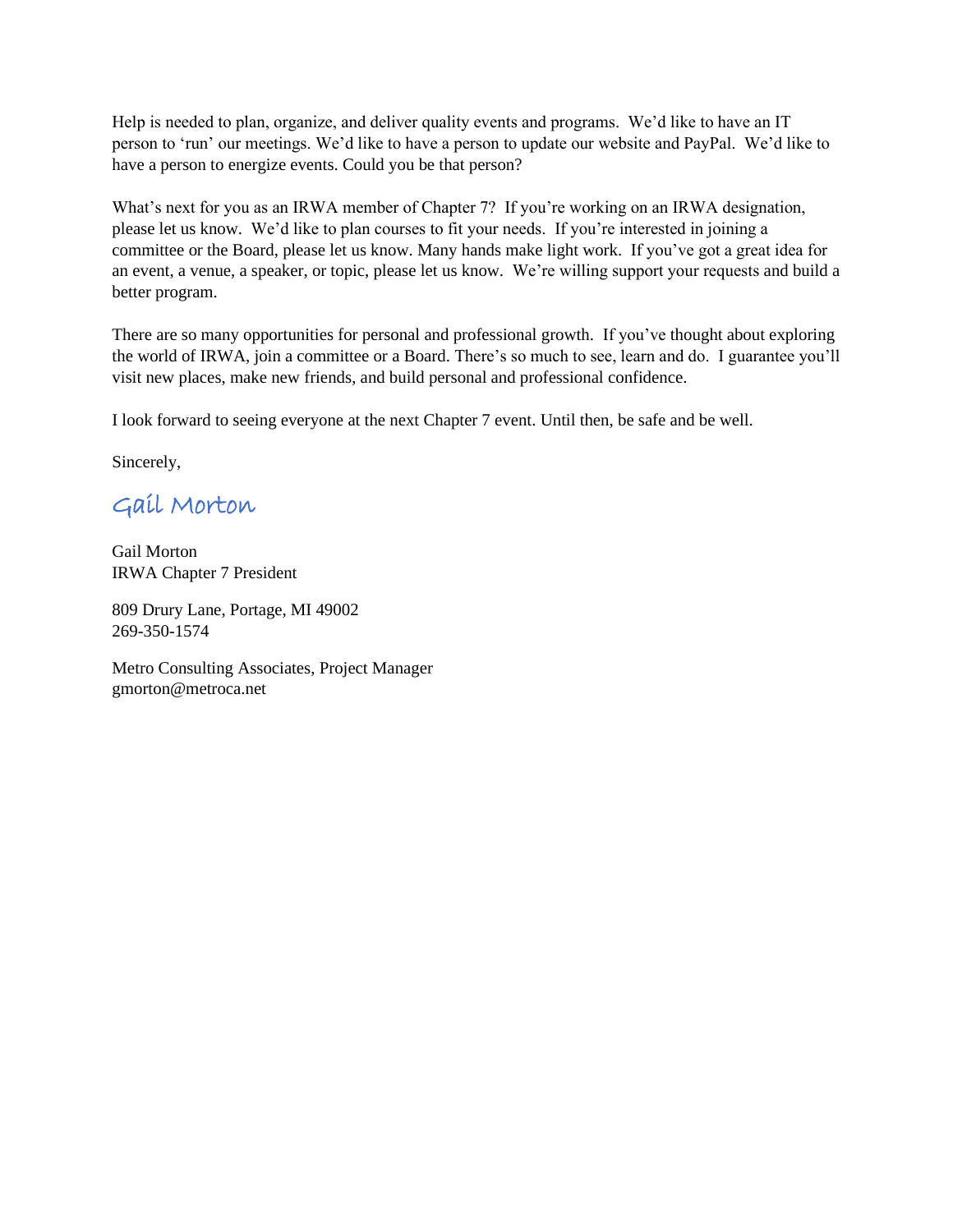Help is needed to plan, organize, and deliver quality events and programs. We'd like to have an IT person to 'run' our meetings. We'd like to have a person to update our website and PayPal. We'd like to have a person to energize events. Could you be that person?

What's next for you as an IRWA member of Chapter 7? If you're working on an IRWA designation, please let us know. We'd like to plan courses to fit your needs. If you're interested in joining a committee or the Board, please let us know. Many hands make light work. If you've got a great idea for an event, a venue, a speaker, or topic, please let us know. We're willing support your requests and build a better program.

There are so many opportunities for personal and professional growth. If you've thought about exploring the world of IRWA, join a committee or a Board. There's so much to see, learn and do. I guarantee you'll visit new places, make new friends, and build personal and professional confidence.

I look forward to seeing everyone at the next Chapter 7 event. Until then, be safe and be well.

Sincerely,

*Gail Morton*

Gail Morton
IRWA Chapter 7 President

809 Drury Lane, Portage, MI 49002
269-350-1574

Metro Consulting Associates, Project Manager
gmorton@metroca.net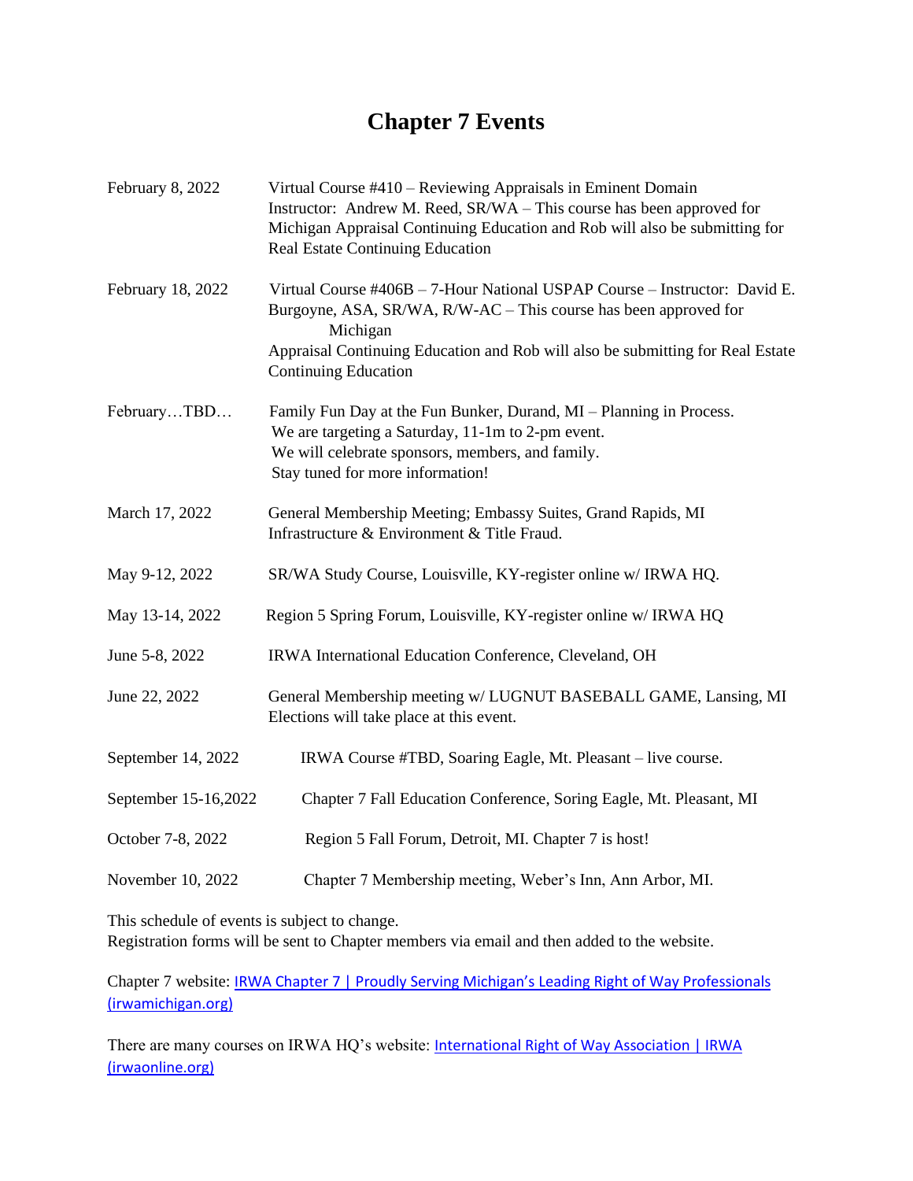# Chapter 7 Events

| | |
|---|---|
| February 8, 2022 | Virtual Course #410 – Reviewing Appraisals in Eminent Domain Instructor: Andrew M. Reed, SR/WA – This course has been approved for Michigan Appraisal Continuing Education and Rob will also be submitting for Real Estate Continuing Education |
| February 18, 2022 | Virtual Course #406B – 7-Hour National USPAP Course – Instructor: David E. Burgoyne, ASA, SR/WA, R/W-AC – This course has been approved for Michigan Appraisal Continuing Education and Rob will also be submitting for Real Estate Continuing Education |
| February…TBD… | Family Fun Day at the Fun Bunker, Durand, MI – Planning in Process. We are targeting a Saturday, 11-1m to 2-pm event. We will celebrate sponsors, members, and family. Stay tuned for more information! |
| March 17, 2022 | General Membership Meeting; Embassy Suites, Grand Rapids, MI Infrastructure & Environment & Title Fraud. |
| May 9-12, 2022 | SR/WA Study Course, Louisville, KY-register online w/ IRWA HQ. |
| May 13-14, 2022 | Region 5 Spring Forum, Louisville, KY-register online w/ IRWA HQ |
| June 5-8, 2022 | IRWA International Education Conference, Cleveland, OH |
| June 22, 2022 | General Membership meeting w/ LUGNUT BASEBALL GAME, Lansing, MI Elections will take place at this event. |
| September 14, 2022 | IRWA Course #TBD, Soaring Eagle, Mt. Pleasant – live course. |
| September 15-16,2022 | Chapter 7 Fall Education Conference, Soring Eagle, Mt. Pleasant, MI |
| October 7-8, 2022 | Region 5 Fall Forum, Detroit, MI. Chapter 7 is host! |
| November 10, 2022 | Chapter 7 Membership meeting, Weber's Inn, Ann Arbor, MI. |

This schedule of events is subject to change.
Registration forms will be sent to Chapter members via email and then added to the website.

Chapter 7 website: IRWA Chapter 7 | Proudly Serving Michigan's Leading Right of Way Professionals (irwamichigan.org)

There are many courses on IRWA HQ's website: International Right of Way Association | IRWA (irwaonline.org)